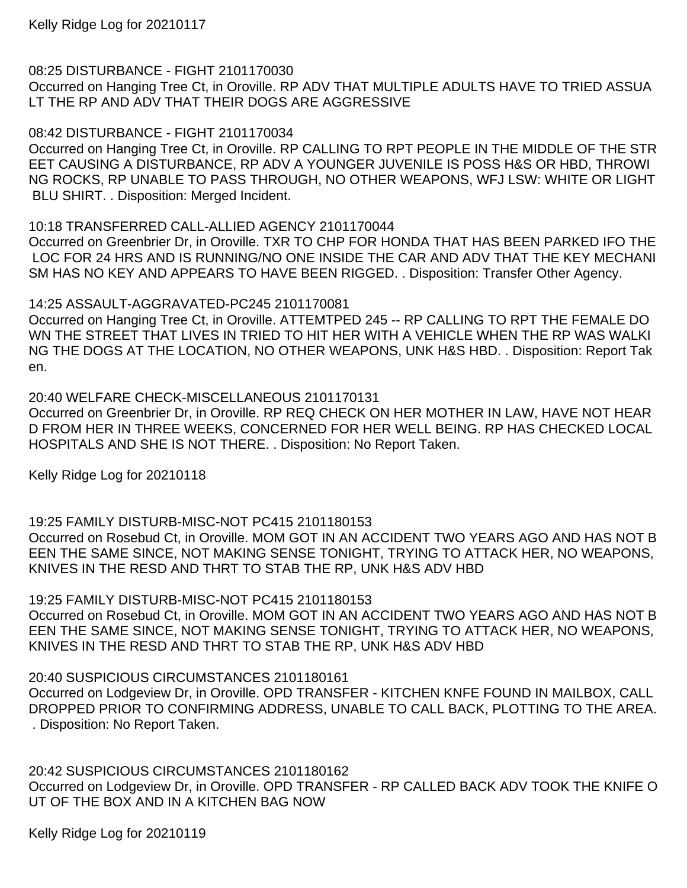Kelly Ridge Log for 20210117

08:25 DISTURBANCE - FIGHT 2101170030
Occurred on Hanging Tree Ct, in Oroville. RP ADV THAT MULTIPLE ADULTS HAVE TO TRIED ASSUA LT THE RP AND ADV THAT THEIR DOGS ARE AGGRESSIVE

08:42 DISTURBANCE - FIGHT 2101170034
Occurred on Hanging Tree Ct, in Oroville. RP CALLING TO RPT PEOPLE IN THE MIDDLE OF THE STR EET CAUSING A DISTURBANCE, RP ADV A YOUNGER JUVENILE IS POSS H&S OR HBD, THROWI NG ROCKS, RP UNABLE TO PASS THROUGH, NO OTHER WEAPONS, WFJ LSW: WHITE OR LIGHT BLU SHIRT. . Disposition: Merged Incident.

10:18 TRANSFERRED CALL-ALLIED AGENCY 2101170044
Occurred on Greenbrier Dr, in Oroville. TXR TO CHP FOR HONDA THAT HAS BEEN PARKED IFO THE LOC FOR 24 HRS AND IS RUNNING/NO ONE INSIDE THE CAR AND ADV THAT THE KEY MECHANI SM HAS NO KEY AND APPEARS TO HAVE BEEN RIGGED. . Disposition: Transfer Other Agency.

14:25 ASSAULT-AGGRAVATED-PC245 2101170081
Occurred on Hanging Tree Ct, in Oroville. ATTEMTPED 245 -- RP CALLING TO RPT THE FEMALE DO WN THE STREET THAT LIVES IN TRIED TO HIT HER WITH A VEHICLE WHEN THE RP WAS WALKI NG THE DOGS AT THE LOCATION, NO OTHER WEAPONS, UNK H&S HBD. . Disposition: Report Tak en.

20:40 WELFARE CHECK-MISCELLANEOUS 2101170131
Occurred on Greenbrier Dr, in Oroville. RP REQ CHECK ON HER MOTHER IN LAW, HAVE NOT HEAR D FROM HER IN THREE WEEKS, CONCERNED FOR HER WELL BEING. RP HAS CHECKED LOCAL HOSPITALS AND SHE IS NOT THERE. . Disposition: No Report Taken.

Kelly Ridge Log for 20210118

19:25 FAMILY DISTURB-MISC-NOT PC415 2101180153
Occurred on Rosebud Ct, in Oroville. MOM GOT IN AN ACCIDENT TWO YEARS AGO AND HAS NOT B EEN THE SAME SINCE, NOT MAKING SENSE TONIGHT, TRYING TO ATTACK HER, NO WEAPONS, KNIVES IN THE RESD AND THRT TO STAB THE RP, UNK H&S ADV HBD

19:25 FAMILY DISTURB-MISC-NOT PC415 2101180153
Occurred on Rosebud Ct, in Oroville. MOM GOT IN AN ACCIDENT TWO YEARS AGO AND HAS NOT B EEN THE SAME SINCE, NOT MAKING SENSE TONIGHT, TRYING TO ATTACK HER, NO WEAPONS, KNIVES IN THE RESD AND THRT TO STAB THE RP, UNK H&S ADV HBD

20:40 SUSPICIOUS CIRCUMSTANCES 2101180161
Occurred on Lodgeview Dr, in Oroville. OPD TRANSFER - KITCHEN KNFE FOUND IN MAILBOX, CALL DROPPED PRIOR TO CONFIRMING ADDRESS, UNABLE TO CALL BACK, PLOTTING TO THE AREA. . Disposition: No Report Taken.

20:42 SUSPICIOUS CIRCUMSTANCES 2101180162
Occurred on Lodgeview Dr, in Oroville. OPD TRANSFER - RP CALLED BACK ADV TOOK THE KNIFE O UT OF THE BOX AND IN A KITCHEN BAG NOW

Kelly Ridge Log for 20210119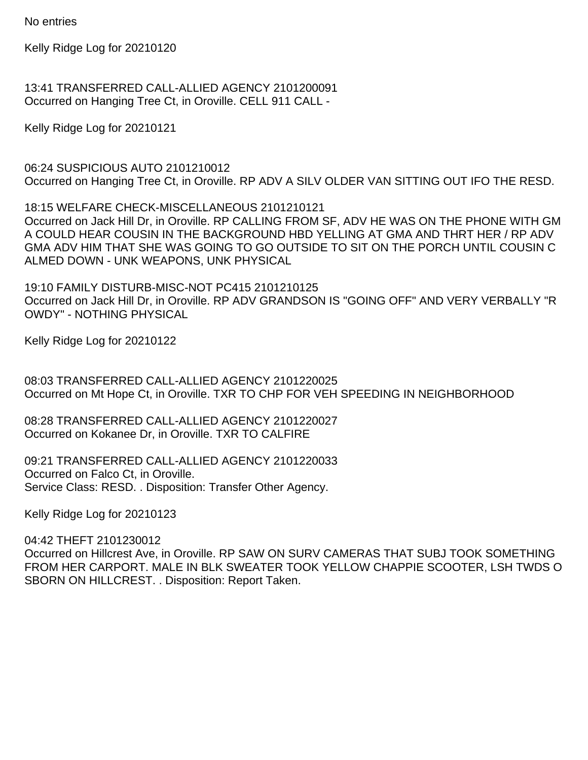No entries

Kelly Ridge Log for 20210120

13:41 TRANSFERRED CALL-ALLIED AGENCY 2101200091
Occurred on Hanging Tree Ct, in Oroville. CELL 911 CALL -

Kelly Ridge Log for 20210121

06:24 SUSPICIOUS AUTO 2101210012
Occurred on Hanging Tree Ct, in Oroville. RP ADV A SILV OLDER VAN SITTING OUT IFO THE RESD.

18:15 WELFARE CHECK-MISCELLANEOUS 2101210121
Occurred on Jack Hill Dr, in Oroville. RP CALLING FROM SF, ADV HE WAS ON THE PHONE WITH GM A COULD HEAR COUSIN IN THE BACKGROUND HBD YELLING AT GMA AND THRT HER / RP ADV GMA ADV HIM THAT SHE WAS GOING TO GO OUTSIDE TO SIT ON THE PORCH UNTIL COUSIN C ALMED DOWN - UNK WEAPONS, UNK PHYSICAL

19:10 FAMILY DISTURB-MISC-NOT PC415 2101210125
Occurred on Jack Hill Dr, in Oroville. RP ADV GRANDSON IS "GOING OFF" AND VERY VERBALLY "R OWDY" - NOTHING PHYSICAL

Kelly Ridge Log for 20210122

08:03 TRANSFERRED CALL-ALLIED AGENCY 2101220025
Occurred on Mt Hope Ct, in Oroville. TXR TO CHP FOR VEH SPEEDING IN NEIGHBORHOOD

08:28 TRANSFERRED CALL-ALLIED AGENCY 2101220027
Occurred on Kokanee Dr, in Oroville. TXR TO CALFIRE

09:21 TRANSFERRED CALL-ALLIED AGENCY 2101220033
Occurred on Falco Ct, in Oroville.
Service Class: RESD. . Disposition: Transfer Other Agency.

Kelly Ridge Log for 20210123

04:42 THEFT 2101230012
Occurred on Hillcrest Ave, in Oroville. RP SAW ON SURV CAMERAS THAT SUBJ TOOK SOMETHING FROM HER CARPORT. MALE IN BLK SWEATER TOOK YELLOW CHAPPIE SCOOTER, LSH TWDS O SBORN ON HILLCREST. . Disposition: Report Taken.